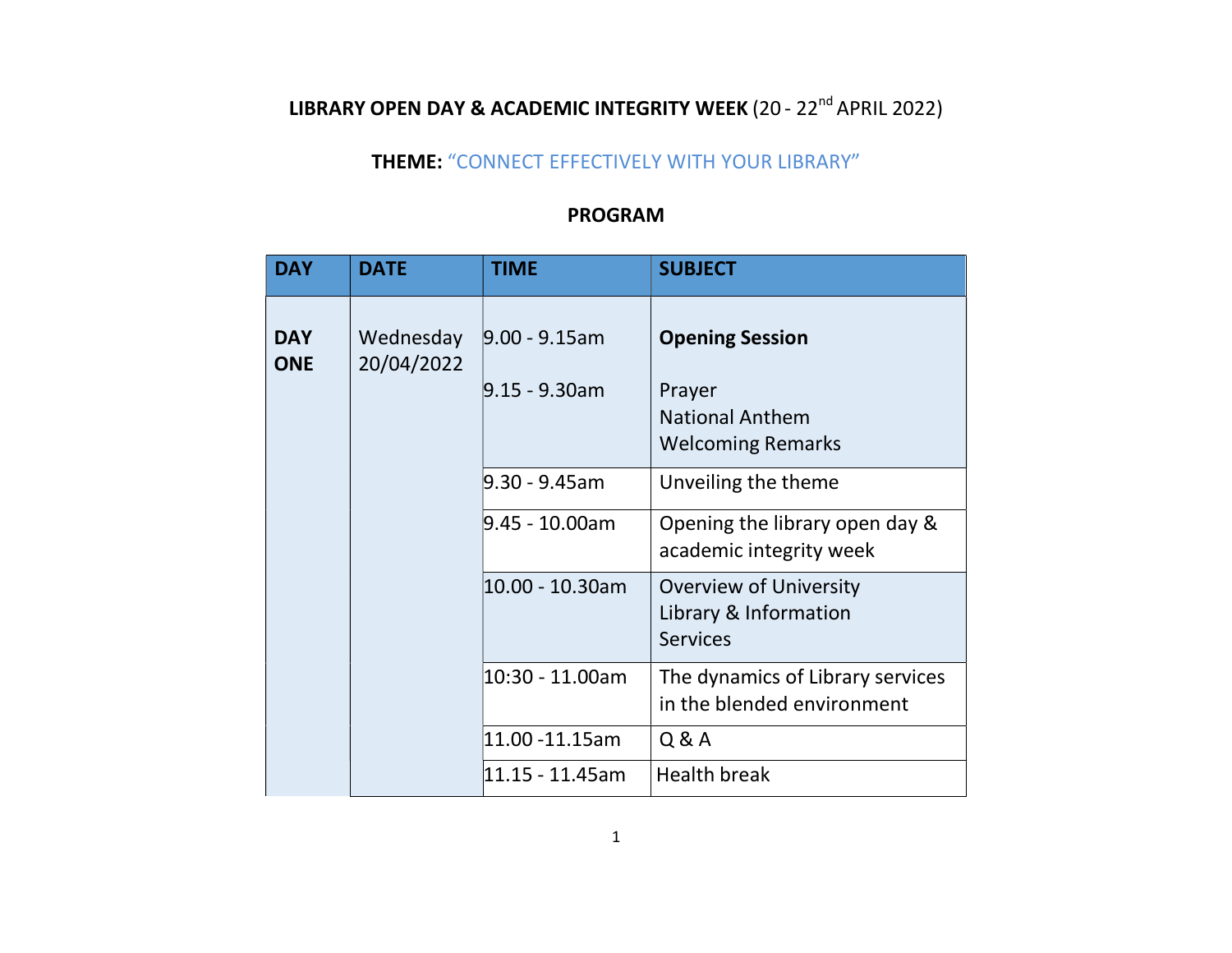**LIBRARY OPEN DAY & ACADEMIC INTEGRITY WEEK** (20 - 22nd APRIL 2022)

**THEME:** "CONNECT EFFECTIVELY WITH YOUR LIBRARY"

**PROGRAM**

| DAY | DATE | TIME | SUBJECT |
|---|---|---|---|
| **DAY ONE** | Wednesday 20/04/2022 | 9.00 - 9.15am<br><br>9.15 - 9.30am | **Opening Session**<br><br>Prayer<br>National Anthem<br>Welcoming Remarks |
| | | 9.30 - 9.45am | Unveiling the theme |
| | | 9.45 - 10.00am | Opening the library open day & academic integrity week |
| | | 10.00 - 10.30am | Overview of University Library & Information Services |
| | | 10:30 - 11.00am | The dynamics of Library services in the blended environment |
| | | 11.00 -11.15am | Q & A |
| | | 11.15 - 11.45am | Health break |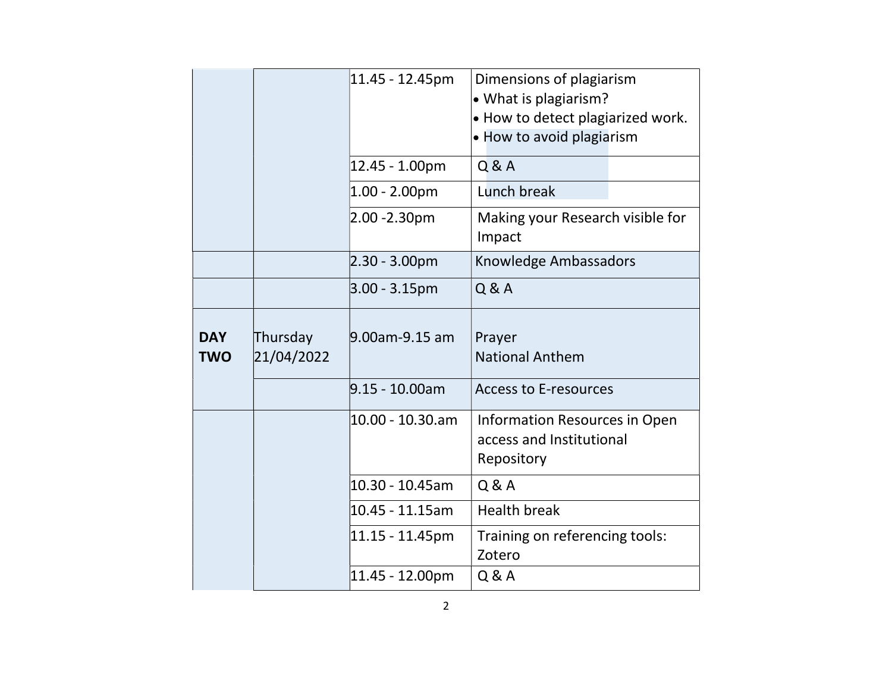| | | | |
|---|---|---|---|
| | | 11.45 - 12.45pm | Dimensions of plagiarism<br>• What is plagiarism?<br>• How to detect plagiarized work.<br>• How to avoid plagiarism |
| | | 12.45 - 1.00pm | Q & A |
| | | 1.00 - 2.00pm | Lunch break |
| | | 2.00 -2.30pm | Making your Research visible for Impact |
| | | 2.30 - 3.00pm | Knowledge Ambassadors |
| | | 3.00 - 3.15pm | Q & A |
| **DAY TWO** | Thursday 21/04/2022 | 9.00am-9.15 am | Prayer<br>National Anthem |
| | | 9.15 - 10.00am | Access to E-resources |
| | | 10.00 - 10.30.am | Information Resources in Open access and Institutional Repository |
| | | 10.30 - 10.45am | Q & A |
| | | 10.45 - 11.15am | Health break |
| | | 11.15 - 11.45pm | Training on referencing tools: Zotero |
| | | 11.45 - 12.00pm | Q & A |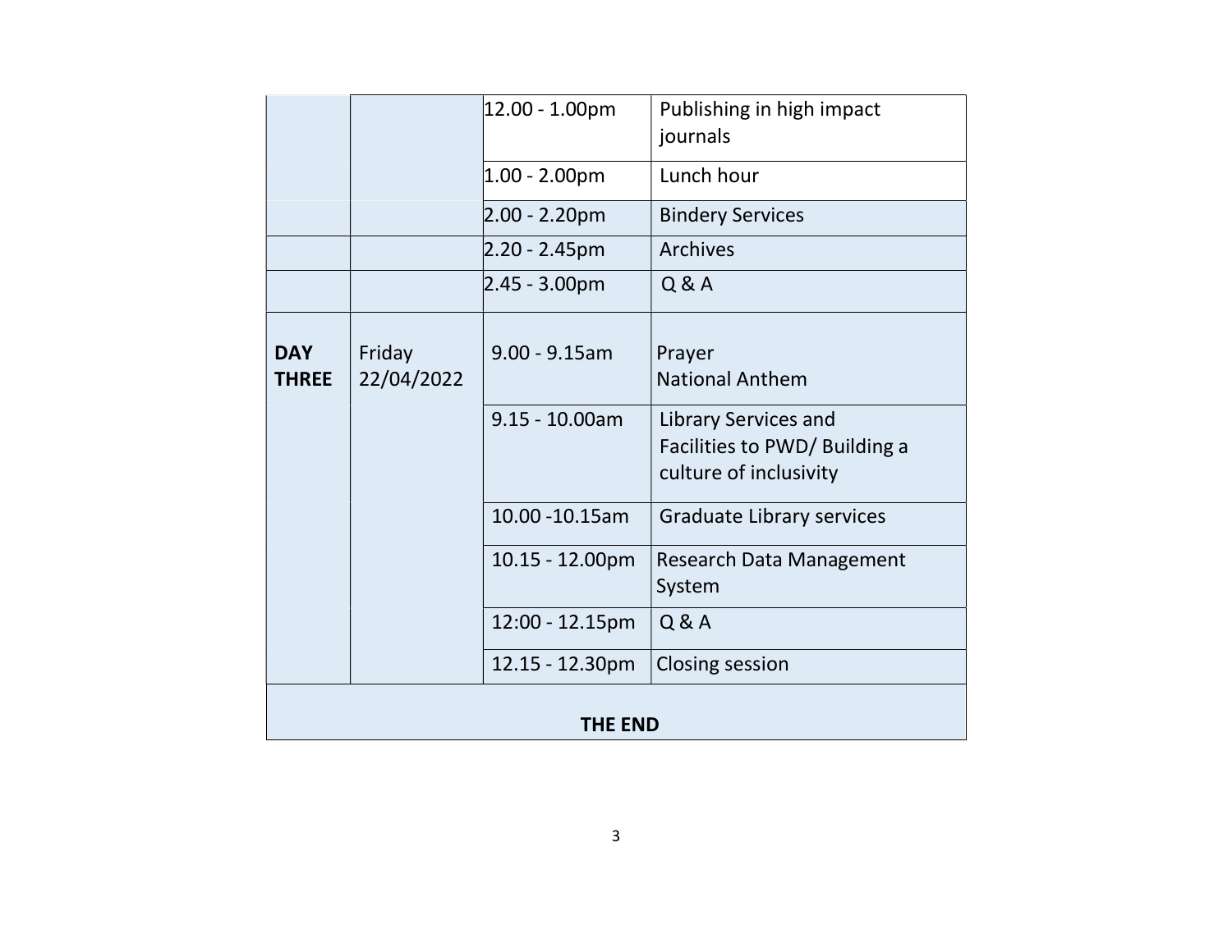| | | | |
|---|---|---|---|
| | | 12.00 - 1.00pm | Publishing in high impact journals |
| | | 1.00 - 2.00pm | Lunch hour |
| | | 2.00 - 2.20pm | Bindery Services |
| | | 2.20 - 2.45pm | Archives |
| | | 2.45 - 3.00pm | Q & A |
| **DAY THREE** | Friday 22/04/2022 | 9.00 - 9.15am | Prayer<br>National Anthem |
| | | 9.15 - 10.00am | Library Services and Facilities to PWD/ Building a culture of inclusivity |
| | | 10.00 -10.15am | Graduate Library services |
| | | 10.15 - 12.00pm | Research Data Management System |
| | | 12:00 - 12.15pm | Q & A |
| | | 12.15 - 12.30pm | Closing session |
| **THE END** | | | |